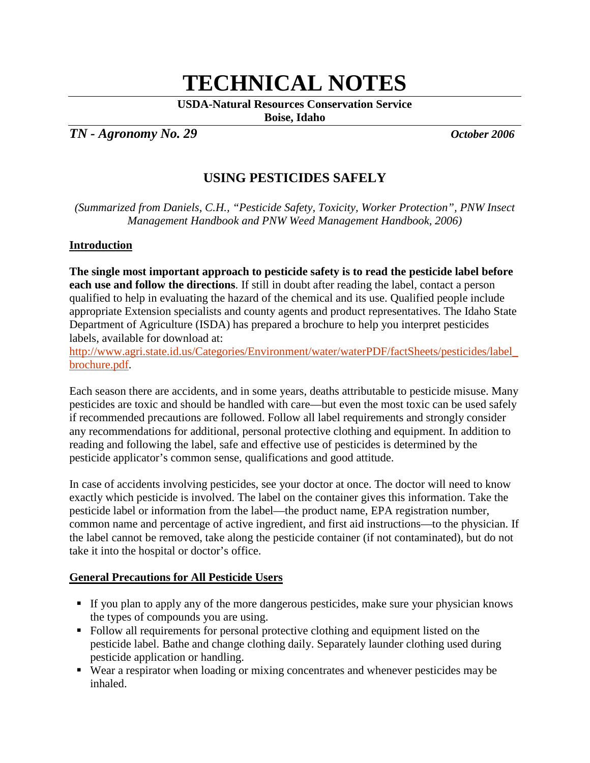# TECHNICAL NOTES

**USDA-Natural Resources Conservation Service**
**Boise, Idaho**

***TN - Agronomy No. 29*** ***October 2006***

## USING PESTICIDES SAFELY

*(Summarized from Daniels, C.H., "Pesticide Safety, Toxicity, Worker Protection", PNW Insect Management Handbook and PNW Weed Management Handbook, 2006)*

### Introduction

**The single most important approach to pesticide safety is to read the pesticide label before each use and follow the directions**. If still in doubt after reading the label, contact a person qualified to help in evaluating the hazard of the chemical and its use. Qualified people include appropriate Extension specialists and county agents and product representatives. The Idaho State Department of Agriculture (ISDA) has prepared a brochure to help you interpret pesticides labels, available for download at: http://www.agri.state.id.us/Categories/Environment/water/waterPDF/factSheets/pesticides/label_brochure.pdf.

Each season there are accidents, and in some years, deaths attributable to pesticide misuse. Many pesticides are toxic and should be handled with care—but even the most toxic can be used safely if recommended precautions are followed. Follow all label requirements and strongly consider any recommendations for additional, personal protective clothing and equipment. In addition to reading and following the label, safe and effective use of pesticides is determined by the pesticide applicator's common sense, qualifications and good attitude.

In case of accidents involving pesticides, see your doctor at once. The doctor will need to know exactly which pesticide is involved. The label on the container gives this information. Take the pesticide label or information from the label—the product name, EPA registration number, common name and percentage of active ingredient, and first aid instructions—to the physician. If the label cannot be removed, take along the pesticide container (if not contaminated), but do not take it into the hospital or doctor's office.

### General Precautions for All Pesticide Users

- If you plan to apply any of the more dangerous pesticides, make sure your physician knows the types of compounds you are using.
- Follow all requirements for personal protective clothing and equipment listed on the pesticide label. Bathe and change clothing daily. Separately launder clothing used during pesticide application or handling.
- Wear a respirator when loading or mixing concentrates and whenever pesticides may be inhaled.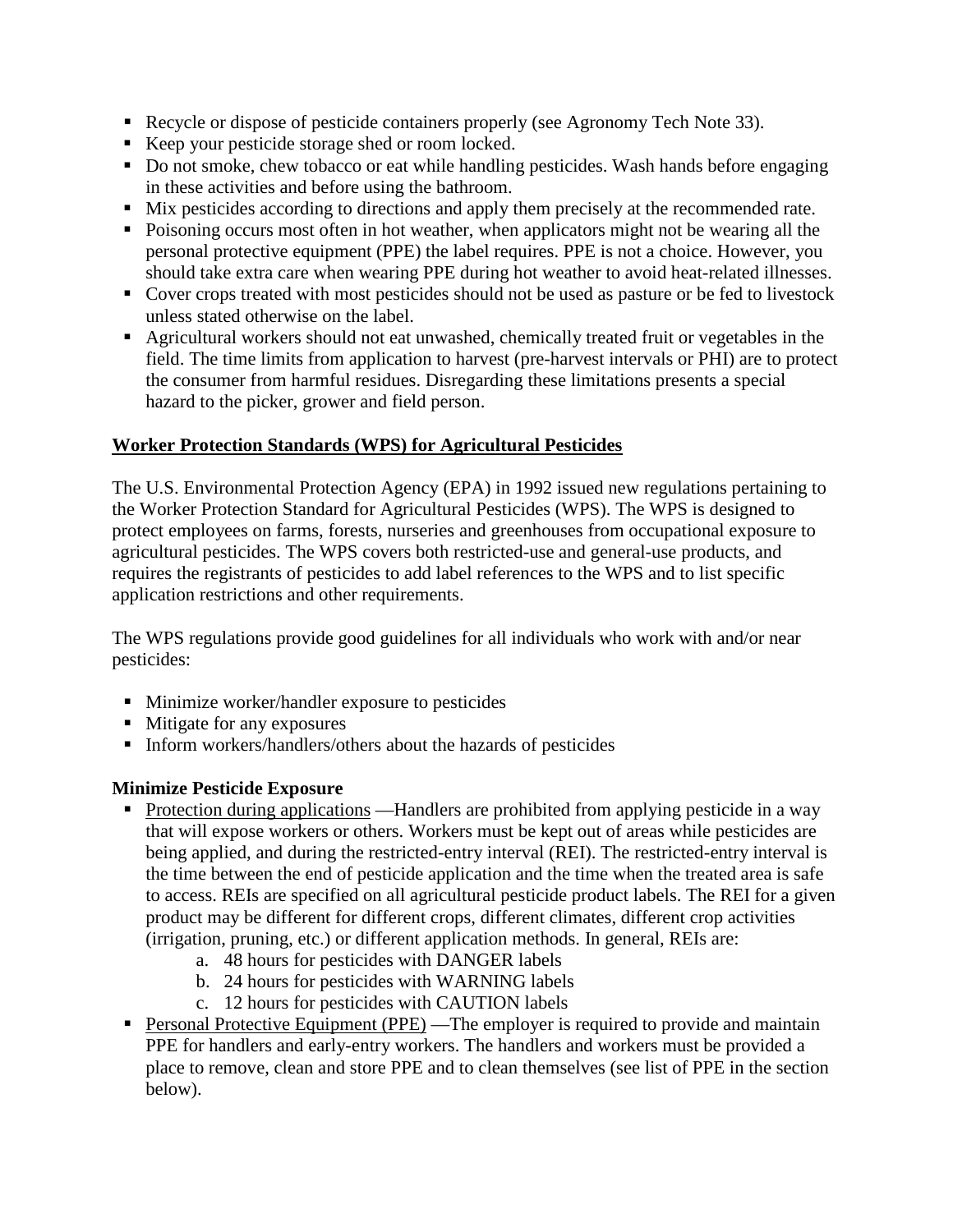- Recycle or dispose of pesticide containers properly (see Agronomy Tech Note 33).
- Keep your pesticide storage shed or room locked.
- Do not smoke, chew tobacco or eat while handling pesticides. Wash hands before engaging in these activities and before using the bathroom.
- Mix pesticides according to directions and apply them precisely at the recommended rate.
- Poisoning occurs most often in hot weather, when applicators might not be wearing all the personal protective equipment (PPE) the label requires. PPE is not a choice. However, you should take extra care when wearing PPE during hot weather to avoid heat-related illnesses.
- Cover crops treated with most pesticides should not be used as pasture or be fed to livestock unless stated otherwise on the label.
- Agricultural workers should not eat unwashed, chemically treated fruit or vegetables in the field. The time limits from application to harvest (pre-harvest intervals or PHI) are to protect the consumer from harmful residues. Disregarding these limitations presents a special hazard to the picker, grower and field person.

## Worker Protection Standards (WPS) for Agricultural Pesticides

The U.S. Environmental Protection Agency (EPA) in 1992 issued new regulations pertaining to the Worker Protection Standard for Agricultural Pesticides (WPS). The WPS is designed to protect employees on farms, forests, nurseries and greenhouses from occupational exposure to agricultural pesticides. The WPS covers both restricted-use and general-use products, and requires the registrants of pesticides to add label references to the WPS and to list specific application restrictions and other requirements.

The WPS regulations provide good guidelines for all individuals who work with and/or near pesticides:

- Minimize worker/handler exposure to pesticides
- Mitigate for any exposures
- Inform workers/handlers/others about the hazards of pesticides

### Minimize Pesticide Exposure

- Protection during applications —Handlers are prohibited from applying pesticide in a way that will expose workers or others. Workers must be kept out of areas while pesticides are being applied, and during the restricted-entry interval (REI). The restricted-entry interval is the time between the end of pesticide application and the time when the treated area is safe to access. REIs are specified on all agricultural pesticide product labels. The REI for a given product may be different for different crops, different climates, different crop activities (irrigation, pruning, etc.) or different application methods. In general, REIs are:
  a. 48 hours for pesticides with DANGER labels
  b. 24 hours for pesticides with WARNING labels
  c. 12 hours for pesticides with CAUTION labels
- Personal Protective Equipment (PPE) —The employer is required to provide and maintain PPE for handlers and early-entry workers. The handlers and workers must be provided a place to remove, clean and store PPE and to clean themselves (see list of PPE in the section below).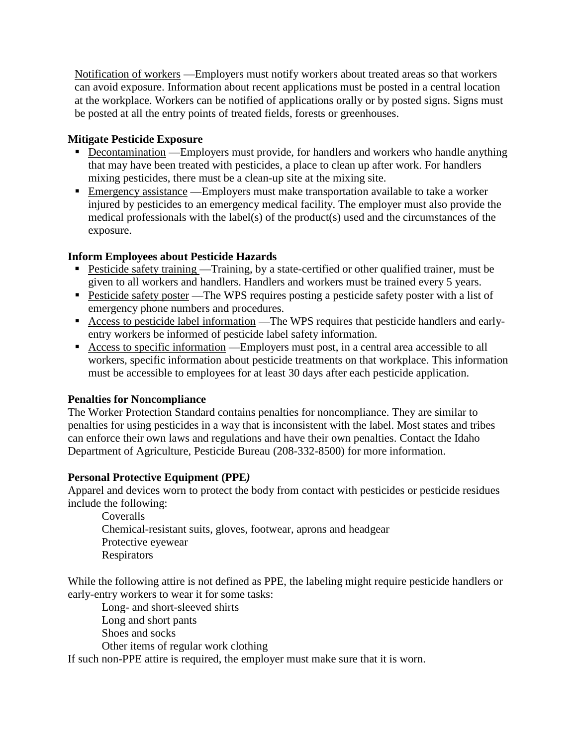Notification of workers —Employers must notify workers about treated areas so that workers can avoid exposure. Information about recent applications must be posted in a central location at the workplace. Workers can be notified of applications orally or by posted signs. Signs must be posted at all the entry points of treated fields, forests or greenhouses.

**Mitigate Pesticide Exposure**

- Decontamination —Employers must provide, for handlers and workers who handle anything that may have been treated with pesticides, a place to clean up after work. For handlers mixing pesticides, there must be a clean-up site at the mixing site.
- Emergency assistance —Employers must make transportation available to take a worker injured by pesticides to an emergency medical facility. The employer must also provide the medical professionals with the label(s) of the product(s) used and the circumstances of the exposure.

**Inform Employees about Pesticide Hazards**

- Pesticide safety training —Training, by a state-certified or other qualified trainer, must be given to all workers and handlers. Handlers and workers must be trained every 5 years.
- Pesticide safety poster —The WPS requires posting a pesticide safety poster with a list of emergency phone numbers and procedures.
- Access to pesticide label information —The WPS requires that pesticide handlers and early-entry workers be informed of pesticide label safety information.
- Access to specific information —Employers must post, in a central area accessible to all workers, specific information about pesticide treatments on that workplace. This information must be accessible to employees for at least 30 days after each pesticide application.

**Penalties for Noncompliance**

The Worker Protection Standard contains penalties for noncompliance. They are similar to penalties for using pesticides in a way that is inconsistent with the label. Most states and tribes can enforce their own laws and regulations and have their own penalties. Contact the Idaho Department of Agriculture, Pesticide Bureau (208-332-8500) for more information.

**Personal Protective Equipment (PPE)**

Apparel and devices worn to protect the body from contact with pesticides or pesticide residues include the following:

Coveralls
Chemical-resistant suits, gloves, footwear, aprons and headgear
Protective eyewear
Respirators

While the following attire is not defined as PPE, the labeling might require pesticide handlers or early-entry workers to wear it for some tasks:

Long- and short-sleeved shirts
Long and short pants
Shoes and socks
Other items of regular work clothing

If such non-PPE attire is required, the employer must make sure that it is worn.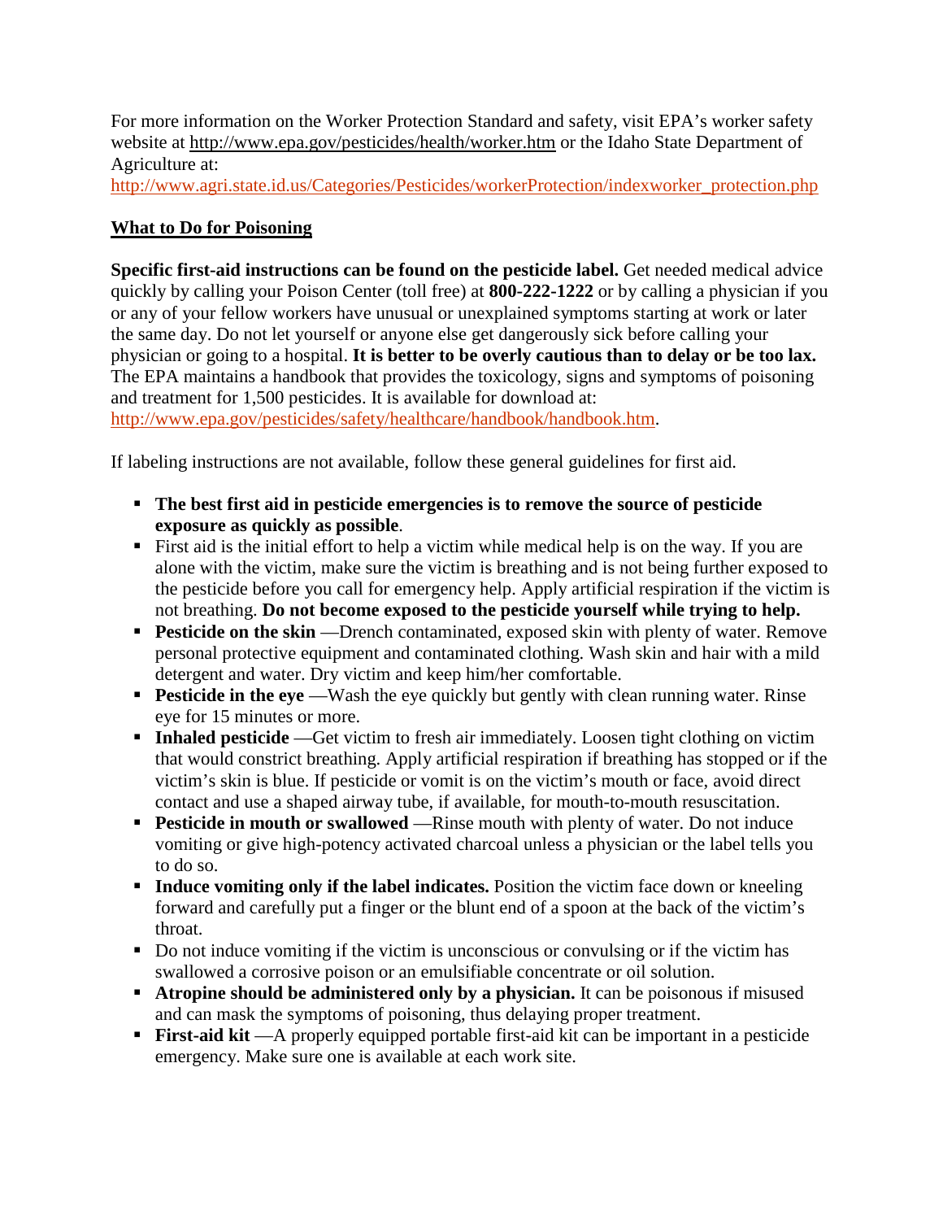For more information on the Worker Protection Standard and safety, visit EPA's worker safety website at http://www.epa.gov/pesticides/health/worker.htm or the Idaho State Department of Agriculture at: http://www.agri.state.id.us/Categories/Pesticides/workerProtection/indexworker_protection.php

## What to Do for Poisoning

**Specific first-aid instructions can be found on the pesticide label.** Get needed medical advice quickly by calling your Poison Center (toll free) at **800-222-1222** or by calling a physician if you or any of your fellow workers have unusual or unexplained symptoms starting at work or later the same day. Do not let yourself or anyone else get dangerously sick before calling your physician or going to a hospital. **It is better to be overly cautious than to delay or be too lax.** The EPA maintains a handbook that provides the toxicology, signs and symptoms of poisoning and treatment for 1,500 pesticides. It is available for download at: http://www.epa.gov/pesticides/safety/healthcare/handbook/handbook.htm.

If labeling instructions are not available, follow these general guidelines for first aid.

- **The best first aid in pesticide emergencies is to remove the source of pesticide exposure as quickly as possible**.
- First aid is the initial effort to help a victim while medical help is on the way. If you are alone with the victim, make sure the victim is breathing and is not being further exposed to the pesticide before you call for emergency help. Apply artificial respiration if the victim is not breathing. **Do not become exposed to the pesticide yourself while trying to help.**
- **Pesticide on the skin** —Drench contaminated, exposed skin with plenty of water. Remove personal protective equipment and contaminated clothing. Wash skin and hair with a mild detergent and water. Dry victim and keep him/her comfortable.
- **Pesticide in the eye** —Wash the eye quickly but gently with clean running water. Rinse eye for 15 minutes or more.
- **Inhaled pesticide** —Get victim to fresh air immediately. Loosen tight clothing on victim that would constrict breathing. Apply artificial respiration if breathing has stopped or if the victim's skin is blue. If pesticide or vomit is on the victim's mouth or face, avoid direct contact and use a shaped airway tube, if available, for mouth-to-mouth resuscitation.
- **Pesticide in mouth or swallowed** —Rinse mouth with plenty of water. Do not induce vomiting or give high-potency activated charcoal unless a physician or the label tells you to do so.
- **Induce vomiting only if the label indicates.** Position the victim face down or kneeling forward and carefully put a finger or the blunt end of a spoon at the back of the victim's throat.
- Do not induce vomiting if the victim is unconscious or convulsing or if the victim has swallowed a corrosive poison or an emulsifiable concentrate or oil solution.
- **Atropine should be administered only by a physician.** It can be poisonous if misused and can mask the symptoms of poisoning, thus delaying proper treatment.
- **First-aid kit** —A properly equipped portable first-aid kit can be important in a pesticide emergency. Make sure one is available at each work site.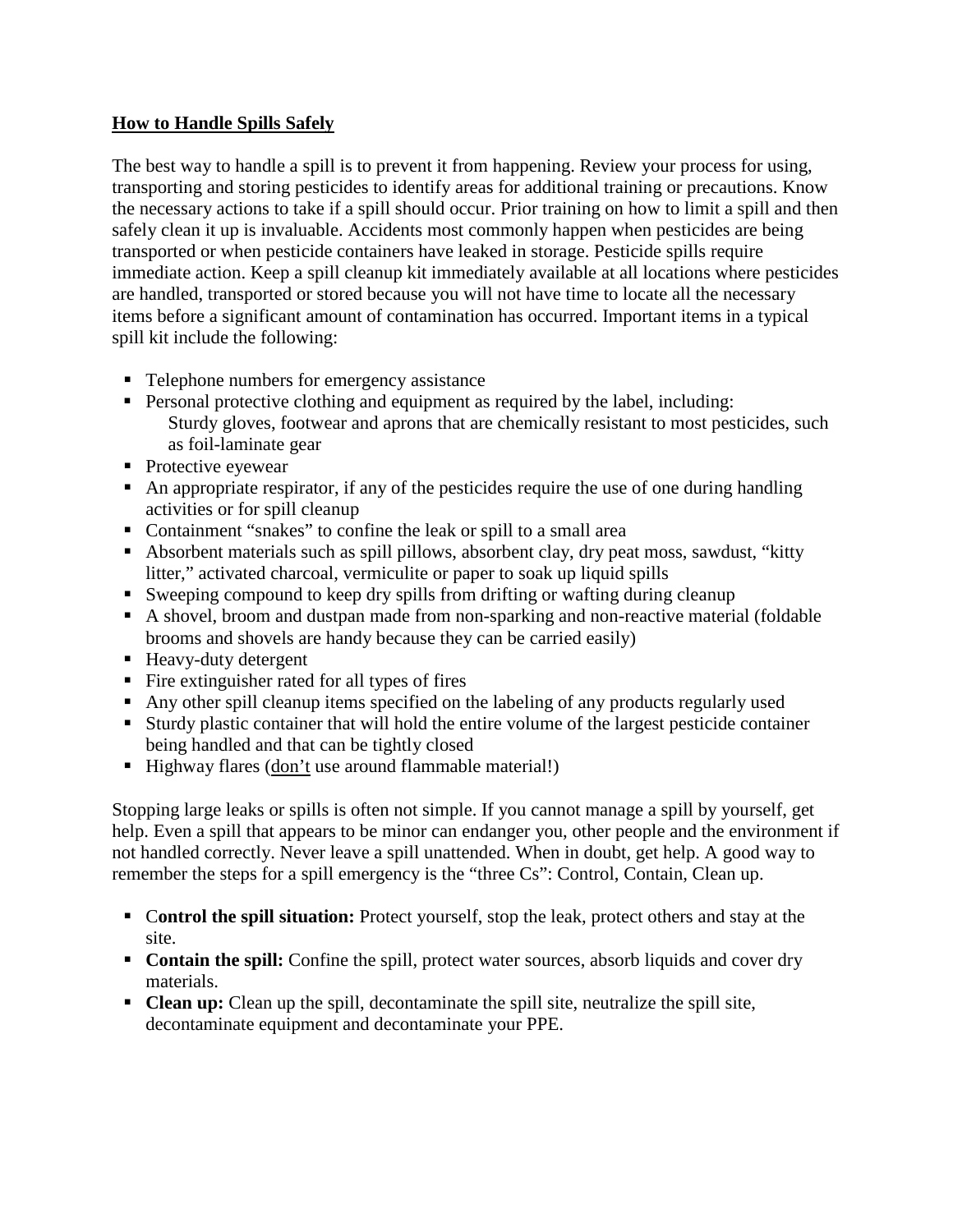**How to Handle Spills Safely**

The best way to handle a spill is to prevent it from happening. Review your process for using, transporting and storing pesticides to identify areas for additional training or precautions. Know the necessary actions to take if a spill should occur. Prior training on how to limit a spill and then safely clean it up is invaluable. Accidents most commonly happen when pesticides are being transported or when pesticide containers have leaked in storage. Pesticide spills require immediate action. Keep a spill cleanup kit immediately available at all locations where pesticides are handled, transported or stored because you will not have time to locate all the necessary items before a significant amount of contamination has occurred. Important items in a typical spill kit include the following:

- Telephone numbers for emergency assistance
- Personal protective clothing and equipment as required by the label, including:
  Sturdy gloves, footwear and aprons that are chemically resistant to most pesticides, such as foil-laminate gear
- Protective eyewear
- An appropriate respirator, if any of the pesticides require the use of one during handling activities or for spill cleanup
- Containment "snakes" to confine the leak or spill to a small area
- Absorbent materials such as spill pillows, absorbent clay, dry peat moss, sawdust, "kitty litter," activated charcoal, vermiculite or paper to soak up liquid spills
- Sweeping compound to keep dry spills from drifting or wafting during cleanup
- A shovel, broom and dustpan made from non-sparking and non-reactive material (foldable brooms and shovels are handy because they can be carried easily)
- Heavy-duty detergent
- Fire extinguisher rated for all types of fires
- Any other spill cleanup items specified on the labeling of any products regularly used
- Sturdy plastic container that will hold the entire volume of the largest pesticide container being handled and that can be tightly closed
- Highway flares (don't use around flammable material!)

Stopping large leaks or spills is often not simple. If you cannot manage a spill by yourself, get help. Even a spill that appears to be minor can endanger you, other people and the environment if not handled correctly. Never leave a spill unattended. When in doubt, get help. A good way to remember the steps for a spill emergency is the "three Cs": Control, Contain, Clean up.

- **Control the spill situation:** Protect yourself, stop the leak, protect others and stay at the site.
- **Contain the spill:** Confine the spill, protect water sources, absorb liquids and cover dry materials.
- **Clean up:** Clean up the spill, decontaminate the spill site, neutralize the spill site, decontaminate equipment and decontaminate your PPE.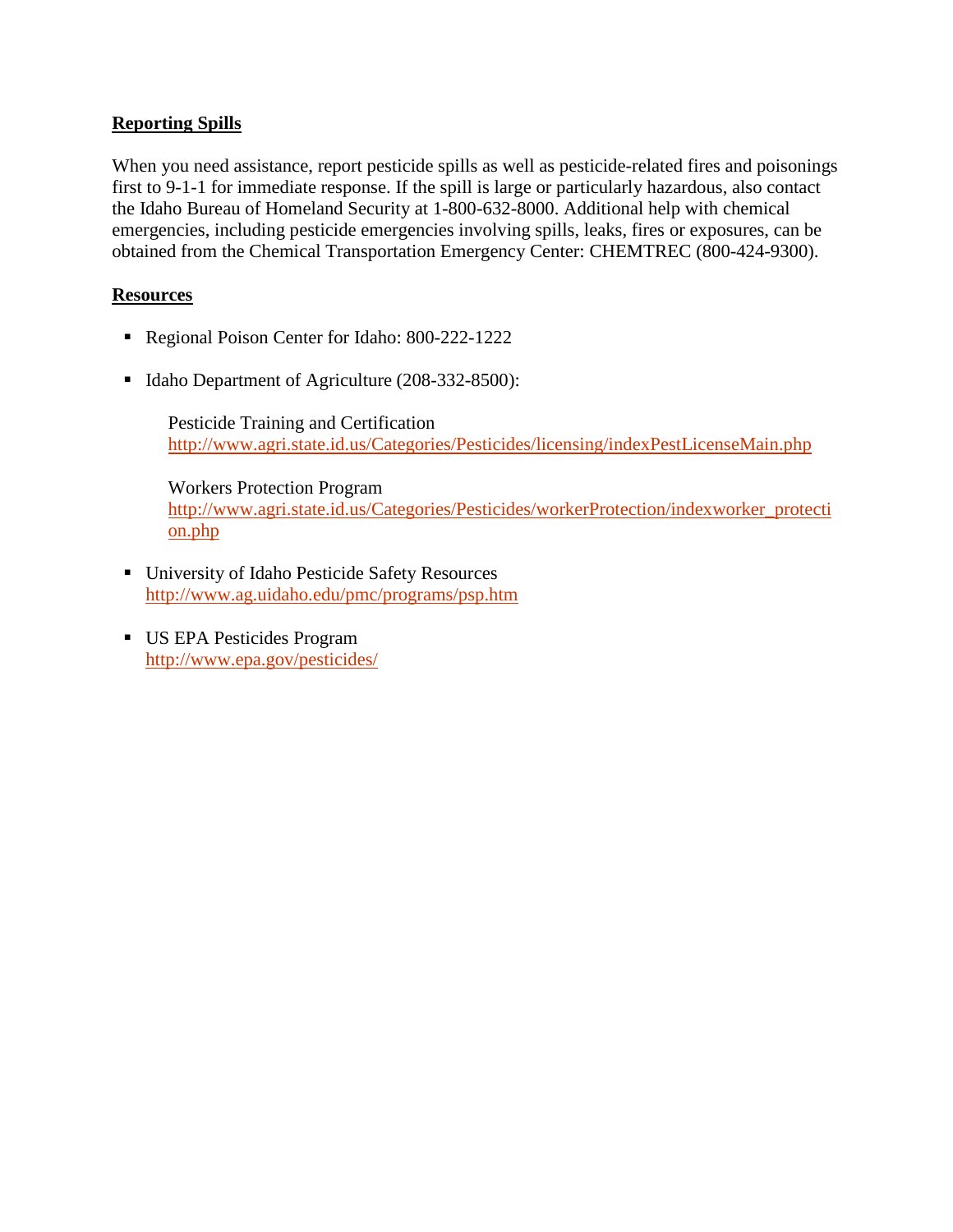## Reporting Spills

When you need assistance, report pesticide spills as well as pesticide-related fires and poisonings first to 9-1-1 for immediate response. If the spill is large or particularly hazardous, also contact the Idaho Bureau of Homeland Security at 1-800-632-8000. Additional help with chemical emergencies, including pesticide emergencies involving spills, leaks, fires or exposures, can be obtained from the Chemical Transportation Emergency Center: CHEMTREC (800-424-9300).

## Resources

- Regional Poison Center for Idaho: 800-222-1222

- Idaho Department of Agriculture (208-332-8500):

  Pesticide Training and Certification
  http://www.agri.state.id.us/Categories/Pesticides/licensing/indexPestLicenseMain.php

  Workers Protection Program
  http://www.agri.state.id.us/Categories/Pesticides/workerProtection/indexworker_protection.php

- University of Idaho Pesticide Safety Resources
  http://www.ag.uidaho.edu/pmc/programs/psp.htm

- US EPA Pesticides Program
  http://www.epa.gov/pesticides/